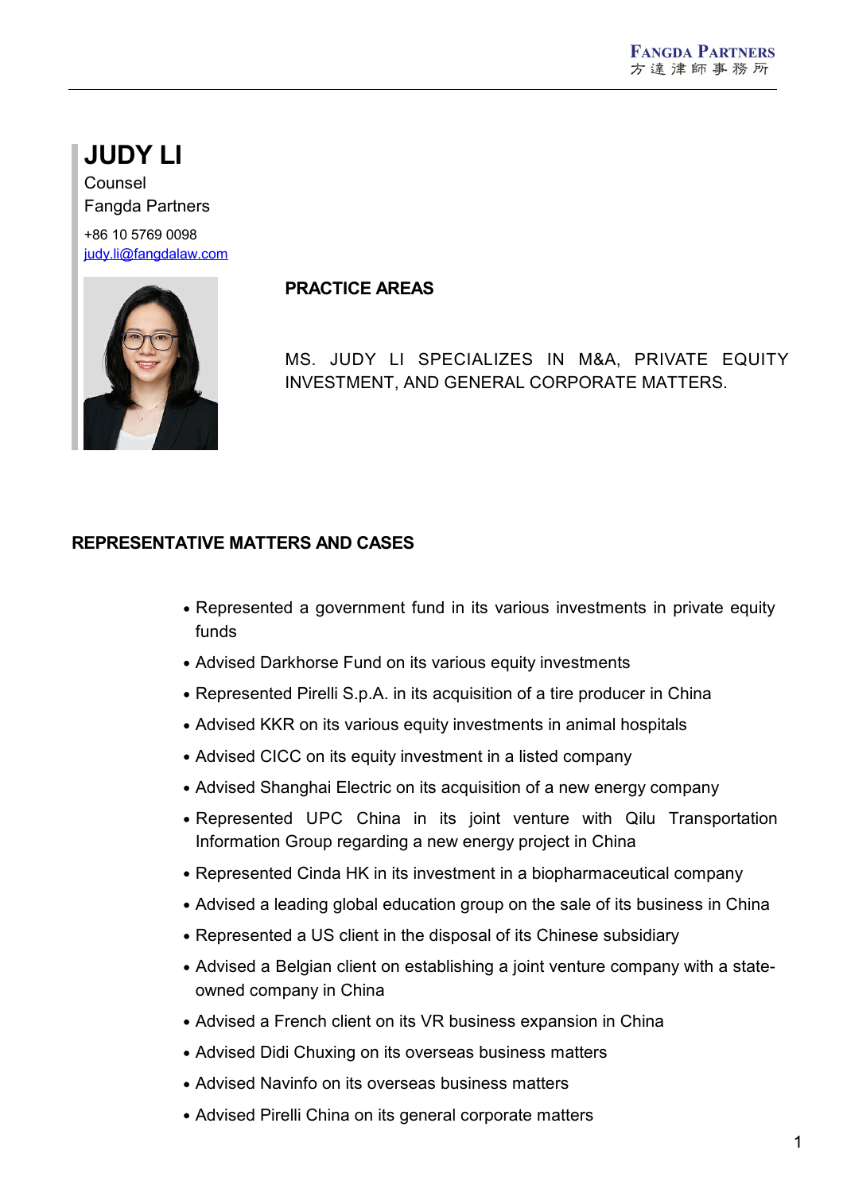# JUDY LI

Counsel
Fangda Partners

+86 10 5769 0098
judy.li@fangdalaw.com

## PRACTICE AREAS

MS. JUDY LI SPECIALIZES IN M&A, PRIVATE EQUITY INVESTMENT, AND GENERAL CORPORATE MATTERS.

## REPRESENTATIVE MATTERS AND CASES

- Represented a government fund in its various investments in private equity funds
- Advised Darkhorse Fund on its various equity investments
- Represented Pirelli S.p.A. in its acquisition of a tire producer in China
- Advised KKR on its various equity investments in animal hospitals
- Advised CICC on its equity investment in a listed company
- Advised Shanghai Electric on its acquisition of a new energy company
- Represented UPC China in its joint venture with Qilu Transportation Information Group regarding a new energy project in China
- Represented Cinda HK in its investment in a biopharmaceutical company
- Advised a leading global education group on the sale of its business in China
- Represented a US client in the disposal of its Chinese subsidiary
- Advised a Belgian client on establishing a joint venture company with a state-owned company in China
- Advised a French client on its VR business expansion in China
- Advised Didi Chuxing on its overseas business matters
- Advised Navinfo on its overseas business matters
- Advised Pirelli China on its general corporate matters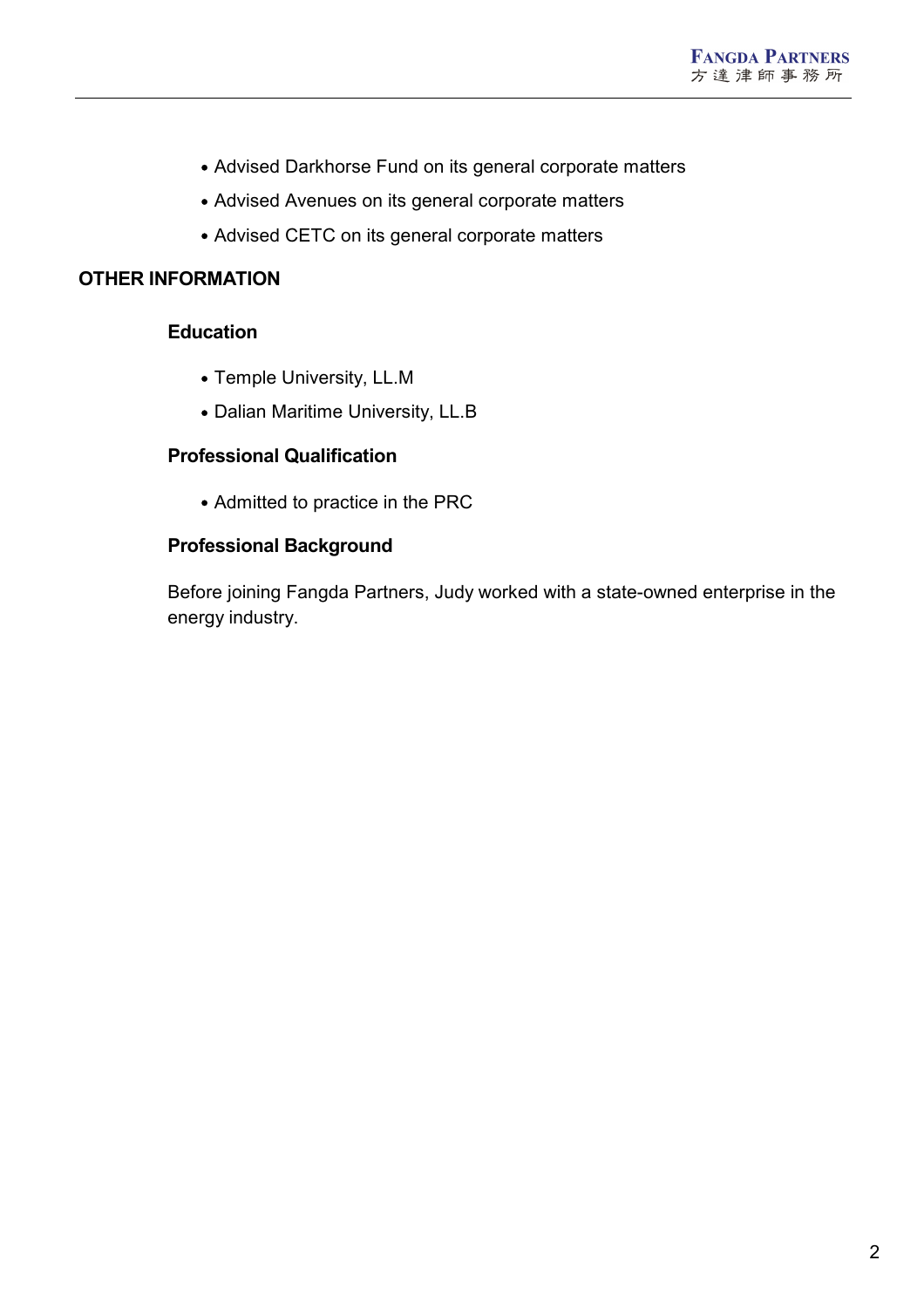- Advised Darkhorse Fund on its general corporate matters
- Advised Avenues on its general corporate matters
- Advised CETC on its general corporate matters

## OTHER INFORMATION

### Education

- Temple University, LL.M
- Dalian Maritime University, LL.B

### Professional Qualification

- Admitted to practice in the PRC

### Professional Background

Before joining Fangda Partners, Judy worked with a state-owned enterprise in the energy industry.